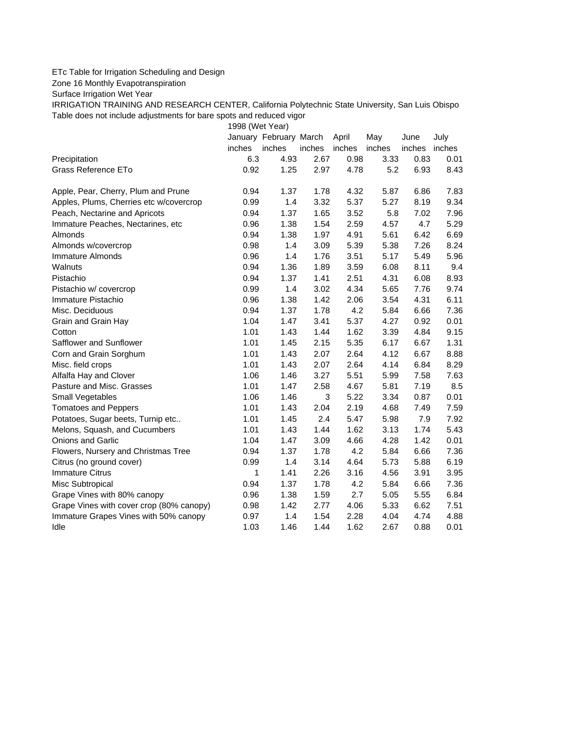ETc Table for Irrigation Scheduling and Design

Zone 16 Monthly Evapotranspiration

Surface Irrigation Wet Year

IRRIGATION TRAINING AND RESEARCH CENTER, California Polytechnic State University, San Luis Obispo

Table does not include adjustments for bare spots and reduced vigor

| | 1998 (Wet Year) | | | | | | |
|---|---|---|---|---|---|---|---|
| | January | February | March | April | May | June | July |
| | inches | inches | inches | inches | inches | inches | inches |
| Precipitation | 6.3 | 4.93 | 2.67 | 0.98 | 3.33 | 0.83 | 0.01 |
| Grass Reference ETo | 0.92 | 1.25 | 2.97 | 4.78 | 5.2 | 6.93 | 8.43 |
| | | | | | | | |
| Apple, Pear, Cherry, Plum and Prune | 0.94 | 1.37 | 1.78 | 4.32 | 5.87 | 6.86 | 7.83 |
| Apples, Plums, Cherries etc w/covercrop | 0.99 | 1.4 | 3.32 | 5.37 | 5.27 | 8.19 | 9.34 |
| Peach, Nectarine and Apricots | 0.94 | 1.37 | 1.65 | 3.52 | 5.8 | 7.02 | 7.96 |
| Immature Peaches, Nectarines, etc | 0.96 | 1.38 | 1.54 | 2.59 | 4.57 | 4.7 | 5.29 |
| Almonds | 0.94 | 1.38 | 1.97 | 4.91 | 5.61 | 6.42 | 6.69 |
| Almonds w/covercrop | 0.98 | 1.4 | 3.09 | 5.39 | 5.38 | 7.26 | 8.24 |
| Immature Almonds | 0.96 | 1.4 | 1.76 | 3.51 | 5.17 | 5.49 | 5.96 |
| Walnuts | 0.94 | 1.36 | 1.89 | 3.59 | 6.08 | 8.11 | 9.4 |
| Pistachio | 0.94 | 1.37 | 1.41 | 2.51 | 4.31 | 6.08 | 8.93 |
| Pistachio w/ covercrop | 0.99 | 1.4 | 3.02 | 4.34 | 5.65 | 7.76 | 9.74 |
| Immature Pistachio | 0.96 | 1.38 | 1.42 | 2.06 | 3.54 | 4.31 | 6.11 |
| Misc. Deciduous | 0.94 | 1.37 | 1.78 | 4.2 | 5.84 | 6.66 | 7.36 |
| Grain and Grain Hay | 1.04 | 1.47 | 3.41 | 5.37 | 4.27 | 0.92 | 0.01 |
| Cotton | 1.01 | 1.43 | 1.44 | 1.62 | 3.39 | 4.84 | 9.15 |
| Safflower and Sunflower | 1.01 | 1.45 | 2.15 | 5.35 | 6.17 | 6.67 | 1.31 |
| Corn and Grain Sorghum | 1.01 | 1.43 | 2.07 | 2.64 | 4.12 | 6.67 | 8.88 |
| Misc. field crops | 1.01 | 1.43 | 2.07 | 2.64 | 4.14 | 6.84 | 8.29 |
| Alfalfa Hay and Clover | 1.06 | 1.46 | 3.27 | 5.51 | 5.99 | 7.58 | 7.63 |
| Pasture and Misc. Grasses | 1.01 | 1.47 | 2.58 | 4.67 | 5.81 | 7.19 | 8.5 |
| Small Vegetables | 1.06 | 1.46 | 3 | 5.22 | 3.34 | 0.87 | 0.01 |
| Tomatoes and Peppers | 1.01 | 1.43 | 2.04 | 2.19 | 4.68 | 7.49 | 7.59 |
| Potatoes, Sugar beets, Turnip etc.. | 1.01 | 1.45 | 2.4 | 5.47 | 5.98 | 7.9 | 7.92 |
| Melons, Squash, and Cucumbers | 1.01 | 1.43 | 1.44 | 1.62 | 3.13 | 1.74 | 5.43 |
| Onions and Garlic | 1.04 | 1.47 | 3.09 | 4.66 | 4.28 | 1.42 | 0.01 |
| Flowers, Nursery and Christmas Tree | 0.94 | 1.37 | 1.78 | 4.2 | 5.84 | 6.66 | 7.36 |
| Citrus (no ground cover) | 0.99 | 1.4 | 3.14 | 4.64 | 5.73 | 5.88 | 6.19 |
| Immature Citrus | 1 | 1.41 | 2.26 | 3.16 | 4.56 | 3.91 | 3.95 |
| Misc Subtropical | 0.94 | 1.37 | 1.78 | 4.2 | 5.84 | 6.66 | 7.36 |
| Grape Vines with 80% canopy | 0.96 | 1.38 | 1.59 | 2.7 | 5.05 | 5.55 | 6.84 |
| Grape Vines with cover crop (80% canopy) | 0.98 | 1.42 | 2.77 | 4.06 | 5.33 | 6.62 | 7.51 |
| Immature Grapes Vines with 50% canopy | 0.97 | 1.4 | 1.54 | 2.28 | 4.04 | 4.74 | 4.88 |
| Idle | 1.03 | 1.46 | 1.44 | 1.62 | 2.67 | 0.88 | 0.01 |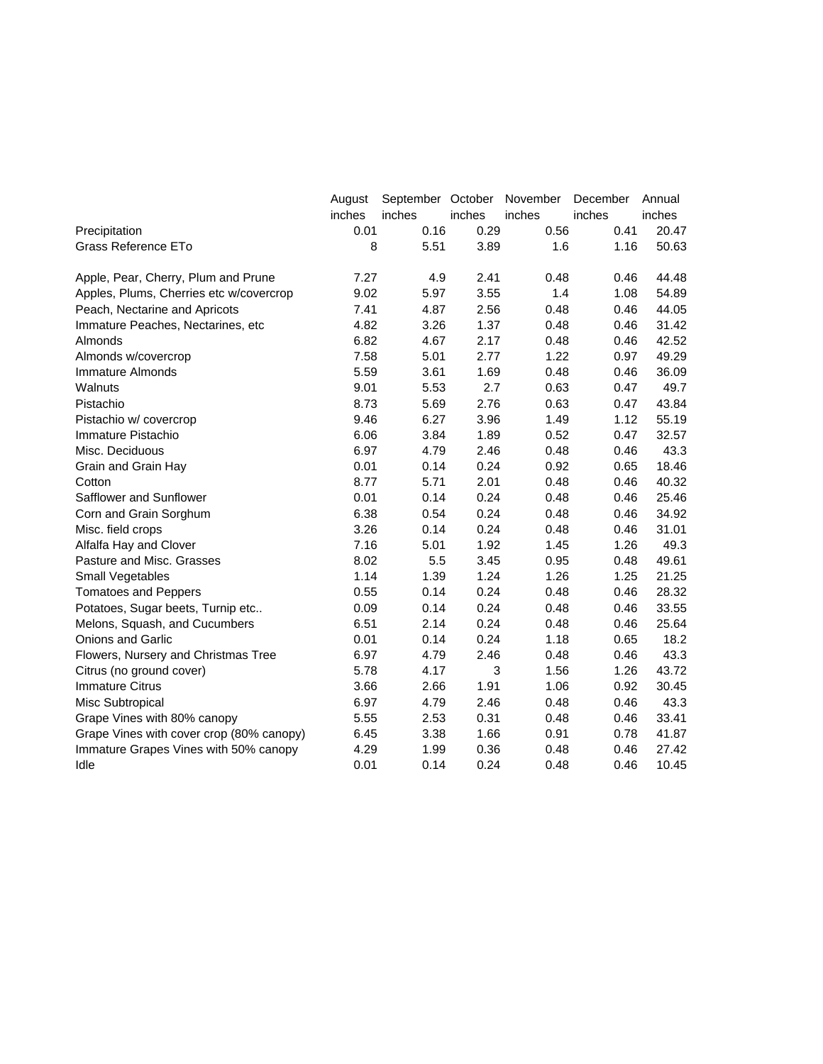| | August inches | September inches | October inches | November inches | December inches | Annual inches |
|---|---|---|---|---|---|---|
| Precipitation | 0.01 | 0.16 | 0.29 | 0.56 | 0.41 | 20.47 |
| Grass Reference ETo | 8 | 5.51 | 3.89 | 1.6 | 1.16 | 50.63 |
| | | | | | | |
| Apple, Pear, Cherry, Plum and Prune | 7.27 | 4.9 | 2.41 | 0.48 | 0.46 | 44.48 |
| Apples, Plums, Cherries etc w/covercrop | 9.02 | 5.97 | 3.55 | 1.4 | 1.08 | 54.89 |
| Peach, Nectarine and Apricots | 7.41 | 4.87 | 2.56 | 0.48 | 0.46 | 44.05 |
| Immature Peaches, Nectarines, etc | 4.82 | 3.26 | 1.37 | 0.48 | 0.46 | 31.42 |
| Almonds | 6.82 | 4.67 | 2.17 | 0.48 | 0.46 | 42.52 |
| Almonds w/covercrop | 7.58 | 5.01 | 2.77 | 1.22 | 0.97 | 49.29 |
| Immature Almonds | 5.59 | 3.61 | 1.69 | 0.48 | 0.46 | 36.09 |
| Walnuts | 9.01 | 5.53 | 2.7 | 0.63 | 0.47 | 49.7 |
| Pistachio | 8.73 | 5.69 | 2.76 | 0.63 | 0.47 | 43.84 |
| Pistachio w/ covercrop | 9.46 | 6.27 | 3.96 | 1.49 | 1.12 | 55.19 |
| Immature Pistachio | 6.06 | 3.84 | 1.89 | 0.52 | 0.47 | 32.57 |
| Misc. Deciduous | 6.97 | 4.79 | 2.46 | 0.48 | 0.46 | 43.3 |
| Grain and Grain Hay | 0.01 | 0.14 | 0.24 | 0.92 | 0.65 | 18.46 |
| Cotton | 8.77 | 5.71 | 2.01 | 0.48 | 0.46 | 40.32 |
| Safflower and Sunflower | 0.01 | 0.14 | 0.24 | 0.48 | 0.46 | 25.46 |
| Corn and Grain Sorghum | 6.38 | 0.54 | 0.24 | 0.48 | 0.46 | 34.92 |
| Misc. field crops | 3.26 | 0.14 | 0.24 | 0.48 | 0.46 | 31.01 |
| Alfalfa Hay and Clover | 7.16 | 5.01 | 1.92 | 1.45 | 1.26 | 49.3 |
| Pasture and Misc. Grasses | 8.02 | 5.5 | 3.45 | 0.95 | 0.48 | 49.61 |
| Small Vegetables | 1.14 | 1.39 | 1.24 | 1.26 | 1.25 | 21.25 |
| Tomatoes and Peppers | 0.55 | 0.14 | 0.24 | 0.48 | 0.46 | 28.32 |
| Potatoes, Sugar beets, Turnip etc.. | 0.09 | 0.14 | 0.24 | 0.48 | 0.46 | 33.55 |
| Melons, Squash, and Cucumbers | 6.51 | 2.14 | 0.24 | 0.48 | 0.46 | 25.64 |
| Onions and Garlic | 0.01 | 0.14 | 0.24 | 1.18 | 0.65 | 18.2 |
| Flowers, Nursery and Christmas Tree | 6.97 | 4.79 | 2.46 | 0.48 | 0.46 | 43.3 |
| Citrus (no ground cover) | 5.78 | 4.17 | 3 | 1.56 | 1.26 | 43.72 |
| Immature Citrus | 3.66 | 2.66 | 1.91 | 1.06 | 0.92 | 30.45 |
| Misc Subtropical | 6.97 | 4.79 | 2.46 | 0.48 | 0.46 | 43.3 |
| Grape Vines with 80% canopy | 5.55 | 2.53 | 0.31 | 0.48 | 0.46 | 33.41 |
| Grape Vines with cover crop (80% canopy) | 6.45 | 3.38 | 1.66 | 0.91 | 0.78 | 41.87 |
| Immature Grapes Vines with 50% canopy | 4.29 | 1.99 | 0.36 | 0.48 | 0.46 | 27.42 |
| Idle | 0.01 | 0.14 | 0.24 | 0.48 | 0.46 | 10.45 |